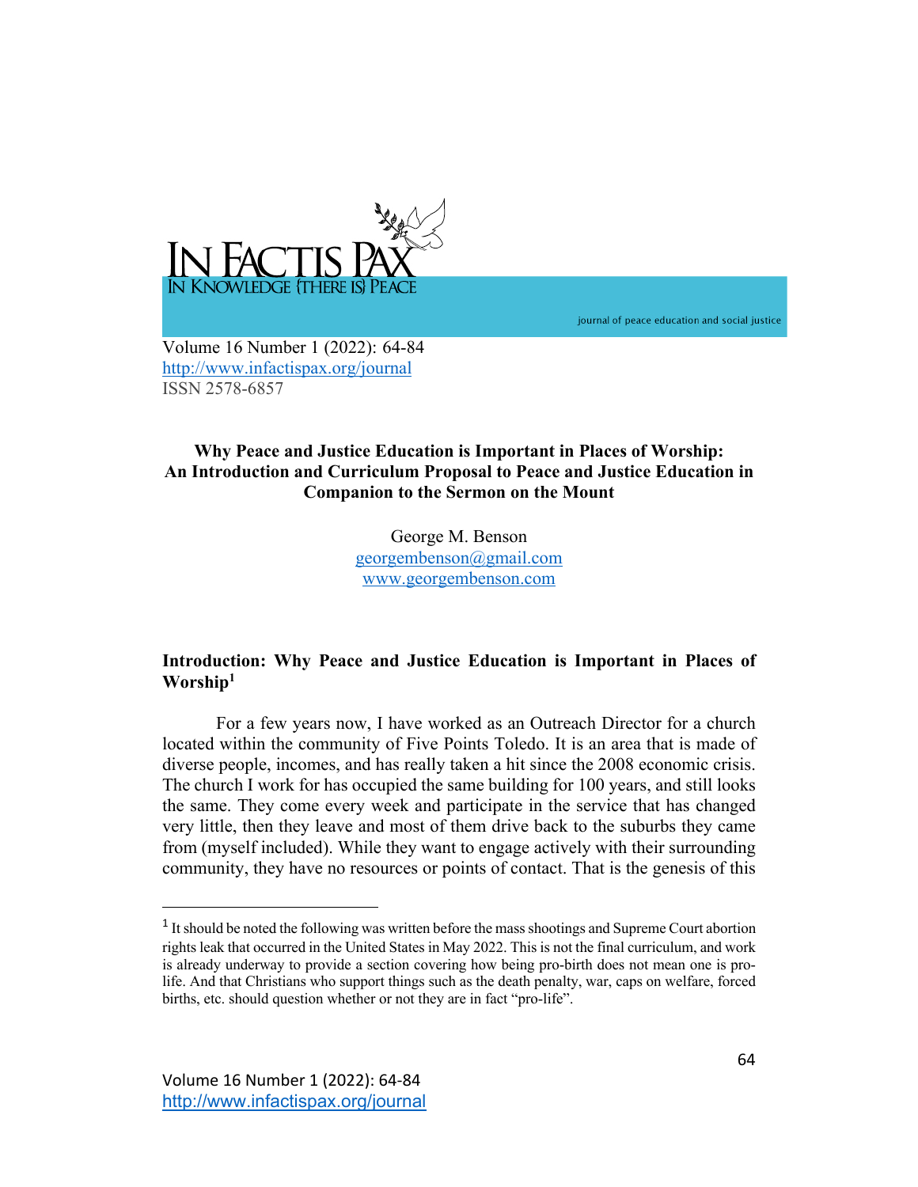# Why Peace and Justice Education is Important in Places of Worship: An Introduction and Curriculum Proposal to Peace and Justice Education in Companion to the Sermon on the Mount

George M. Benson
georgembenson@gmail.com
www.georgembenson.com

## Introduction: Why Peace and Justice Education is Important in Places of Worship[1]

For a few years now, I have worked as an Outreach Director for a church located within the community of Five Points Toledo. It is an area that is made of diverse people, incomes, and has really taken a hit since the 2008 economic crisis. The church I work for has occupied the same building for 100 years, and still looks the same. They come every week and participate in the service that has changed very little, then they leave and most of them drive back to the suburbs they came from (myself included). While they want to engage actively with their surrounding community, they have no resources or points of contact. That is the genesis of this

[1] It should be noted the following was written before the mass shootings and Supreme Court abortion rights leak that occurred in the United States in May 2022. This is not the final curriculum, and work is already underway to provide a section covering how being pro-birth does not mean one is pro-life. And that Christians who support things such as the death penalty, war, caps on welfare, forced births, etc. should question whether or not they are in fact "pro-life".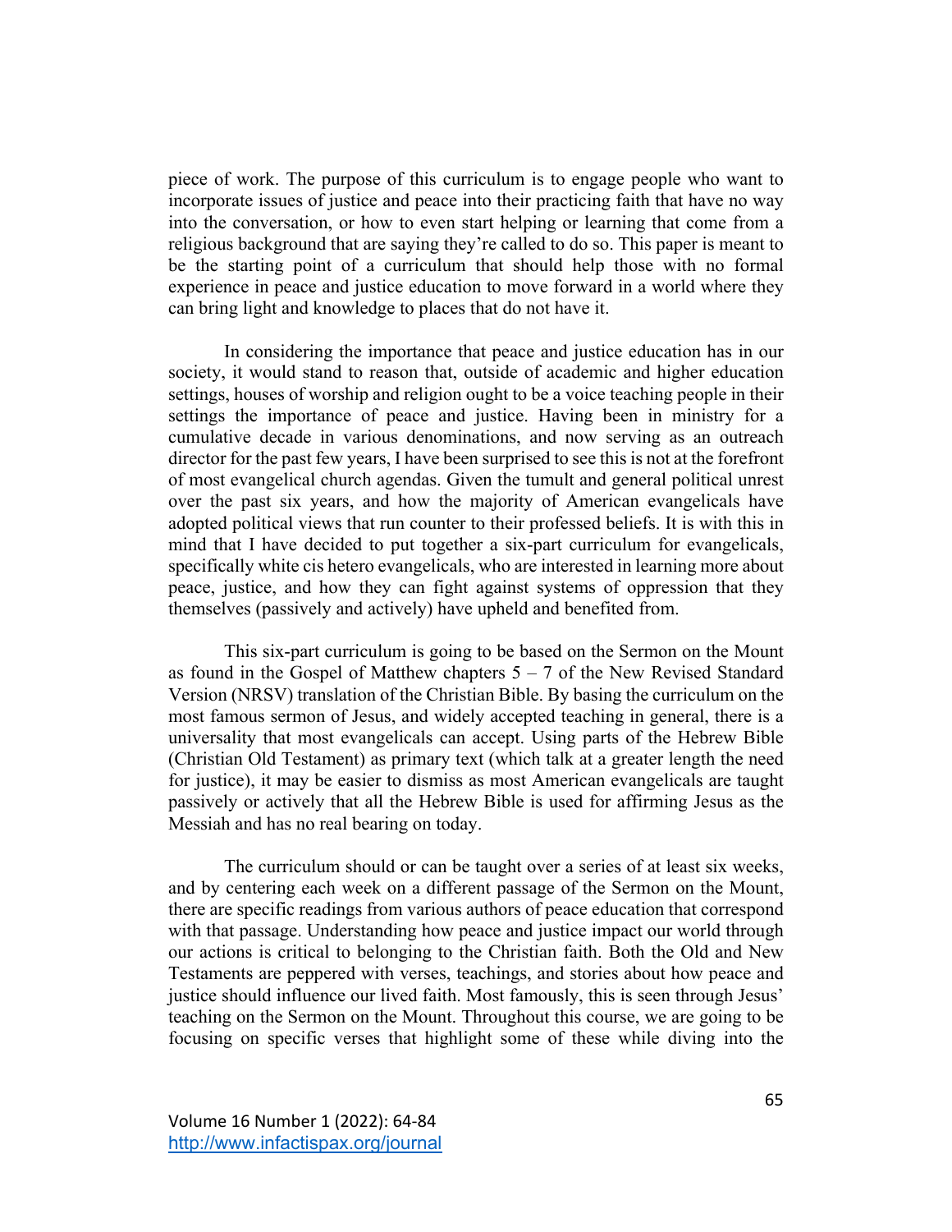piece of work. The purpose of this curriculum is to engage people who want to incorporate issues of justice and peace into their practicing faith that have no way into the conversation, or how to even start helping or learning that come from a religious background that are saying they're called to do so. This paper is meant to be the starting point of a curriculum that should help those with no formal experience in peace and justice education to move forward in a world where they can bring light and knowledge to places that do not have it.

In considering the importance that peace and justice education has in our society, it would stand to reason that, outside of academic and higher education settings, houses of worship and religion ought to be a voice teaching people in their settings the importance of peace and justice. Having been in ministry for a cumulative decade in various denominations, and now serving as an outreach director for the past few years, I have been surprised to see this is not at the forefront of most evangelical church agendas. Given the tumult and general political unrest over the past six years, and how the majority of American evangelicals have adopted political views that run counter to their professed beliefs. It is with this in mind that I have decided to put together a six-part curriculum for evangelicals, specifically white cis hetero evangelicals, who are interested in learning more about peace, justice, and how they can fight against systems of oppression that they themselves (passively and actively) have upheld and benefited from.

This six-part curriculum is going to be based on the Sermon on the Mount as found in the Gospel of Matthew chapters 5 – 7 of the New Revised Standard Version (NRSV) translation of the Christian Bible. By basing the curriculum on the most famous sermon of Jesus, and widely accepted teaching in general, there is a universality that most evangelicals can accept. Using parts of the Hebrew Bible (Christian Old Testament) as primary text (which talk at a greater length the need for justice), it may be easier to dismiss as most American evangelicals are taught passively or actively that all the Hebrew Bible is used for affirming Jesus as the Messiah and has no real bearing on today.

The curriculum should or can be taught over a series of at least six weeks, and by centering each week on a different passage of the Sermon on the Mount, there are specific readings from various authors of peace education that correspond with that passage. Understanding how peace and justice impact our world through our actions is critical to belonging to the Christian faith. Both the Old and New Testaments are peppered with verses, teachings, and stories about how peace and justice should influence our lived faith. Most famously, this is seen through Jesus' teaching on the Sermon on the Mount. Throughout this course, we are going to be focusing on specific verses that highlight some of these while diving into the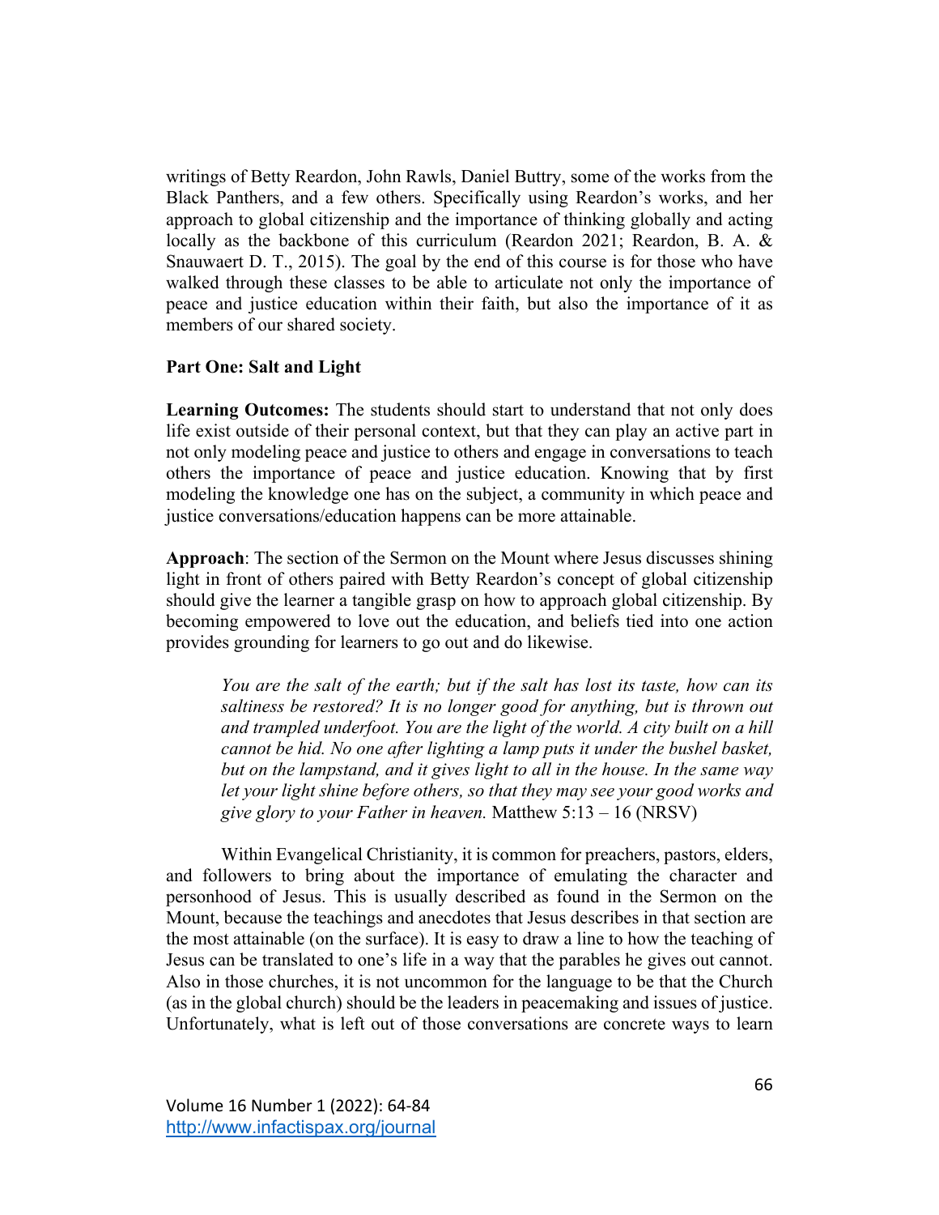writings of Betty Reardon, John Rawls, Daniel Buttry, some of the works from the Black Panthers, and a few others. Specifically using Reardon's works, and her approach to global citizenship and the importance of thinking globally and acting locally as the backbone of this curriculum (Reardon 2021; Reardon, B. A. & Snauwaert D. T., 2015). The goal by the end of this course is for those who have walked through these classes to be able to articulate not only the importance of peace and justice education within their faith, but also the importance of it as members of our shared society.

**Part One: Salt and Light**

**Learning Outcomes:** The students should start to understand that not only does life exist outside of their personal context, but that they can play an active part in not only modeling peace and justice to others and engage in conversations to teach others the importance of peace and justice education. Knowing that by first modeling the knowledge one has on the subject, a community in which peace and justice conversations/education happens can be more attainable.

**Approach**: The section of the Sermon on the Mount where Jesus discusses shining light in front of others paired with Betty Reardon's concept of global citizenship should give the learner a tangible grasp on how to approach global citizenship. By becoming empowered to love out the education, and beliefs tied into one action provides grounding for learners to go out and do likewise.

> *You are the salt of the earth; but if the salt has lost its taste, how can its saltiness be restored? It is no longer good for anything, but is thrown out and trampled underfoot. You are the light of the world. A city built on a hill cannot be hid. No one after lighting a lamp puts it under the bushel basket, but on the lampstand, and it gives light to all in the house. In the same way let your light shine before others, so that they may see your good works and give glory to your Father in heaven.* Matthew 5:13 – 16 (NRSV)

Within Evangelical Christianity, it is common for preachers, pastors, elders, and followers to bring about the importance of emulating the character and personhood of Jesus. This is usually described as found in the Sermon on the Mount, because the teachings and anecdotes that Jesus describes in that section are the most attainable (on the surface). It is easy to draw a line to how the teaching of Jesus can be translated to one's life in a way that the parables he gives out cannot. Also in those churches, it is not uncommon for the language to be that the Church (as in the global church) should be the leaders in peacemaking and issues of justice. Unfortunately, what is left out of those conversations are concrete ways to learn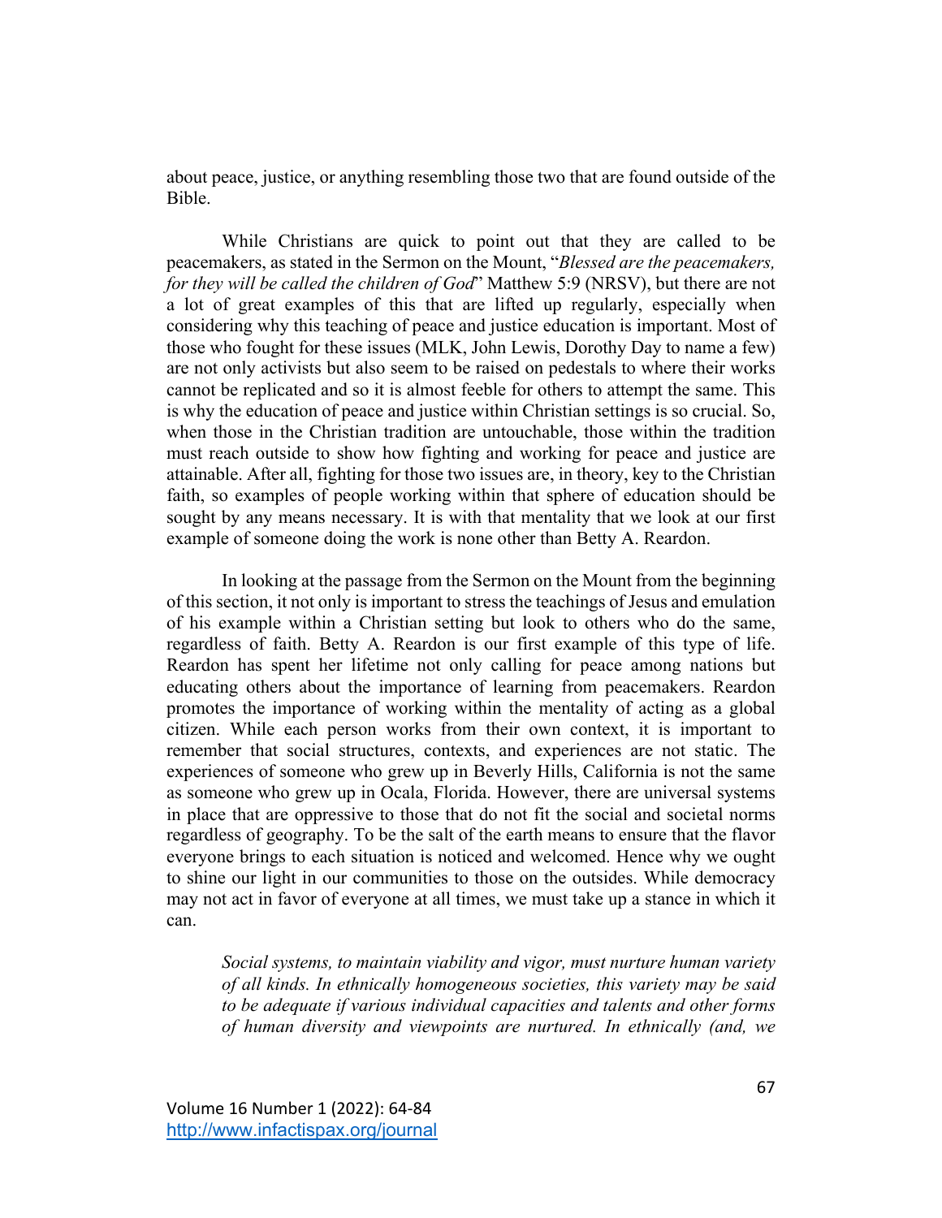about peace, justice, or anything resembling those two that are found outside of the Bible.

While Christians are quick to point out that they are called to be peacemakers, as stated in the Sermon on the Mount, "*Blessed are the peacemakers, for they will be called the children of God*" Matthew 5:9 (NRSV), but there are not a lot of great examples of this that are lifted up regularly, especially when considering why this teaching of peace and justice education is important. Most of those who fought for these issues (MLK, John Lewis, Dorothy Day to name a few) are not only activists but also seem to be raised on pedestals to where their works cannot be replicated and so it is almost feeble for others to attempt the same. This is why the education of peace and justice within Christian settings is so crucial. So, when those in the Christian tradition are untouchable, those within the tradition must reach outside to show how fighting and working for peace and justice are attainable. After all, fighting for those two issues are, in theory, key to the Christian faith, so examples of people working within that sphere of education should be sought by any means necessary. It is with that mentality that we look at our first example of someone doing the work is none other than Betty A. Reardon.

In looking at the passage from the Sermon on the Mount from the beginning of this section, it not only is important to stress the teachings of Jesus and emulation of his example within a Christian setting but look to others who do the same, regardless of faith. Betty A. Reardon is our first example of this type of life. Reardon has spent her lifetime not only calling for peace among nations but educating others about the importance of learning from peacemakers. Reardon promotes the importance of working within the mentality of acting as a global citizen. While each person works from their own context, it is important to remember that social structures, contexts, and experiences are not static. The experiences of someone who grew up in Beverly Hills, California is not the same as someone who grew up in Ocala, Florida. However, there are universal systems in place that are oppressive to those that do not fit the social and societal norms regardless of geography. To be the salt of the earth means to ensure that the flavor everyone brings to each situation is noticed and welcomed. Hence why we ought to shine our light in our communities to those on the outsides. While democracy may not act in favor of everyone at all times, we must take up a stance in which it can.

> *Social systems, to maintain viability and vigor, must nurture human variety of all kinds. In ethnically homogeneous societies, this variety may be said to be adequate if various individual capacities and talents and other forms of human diversity and viewpoints are nurtured. In ethnically (and, we*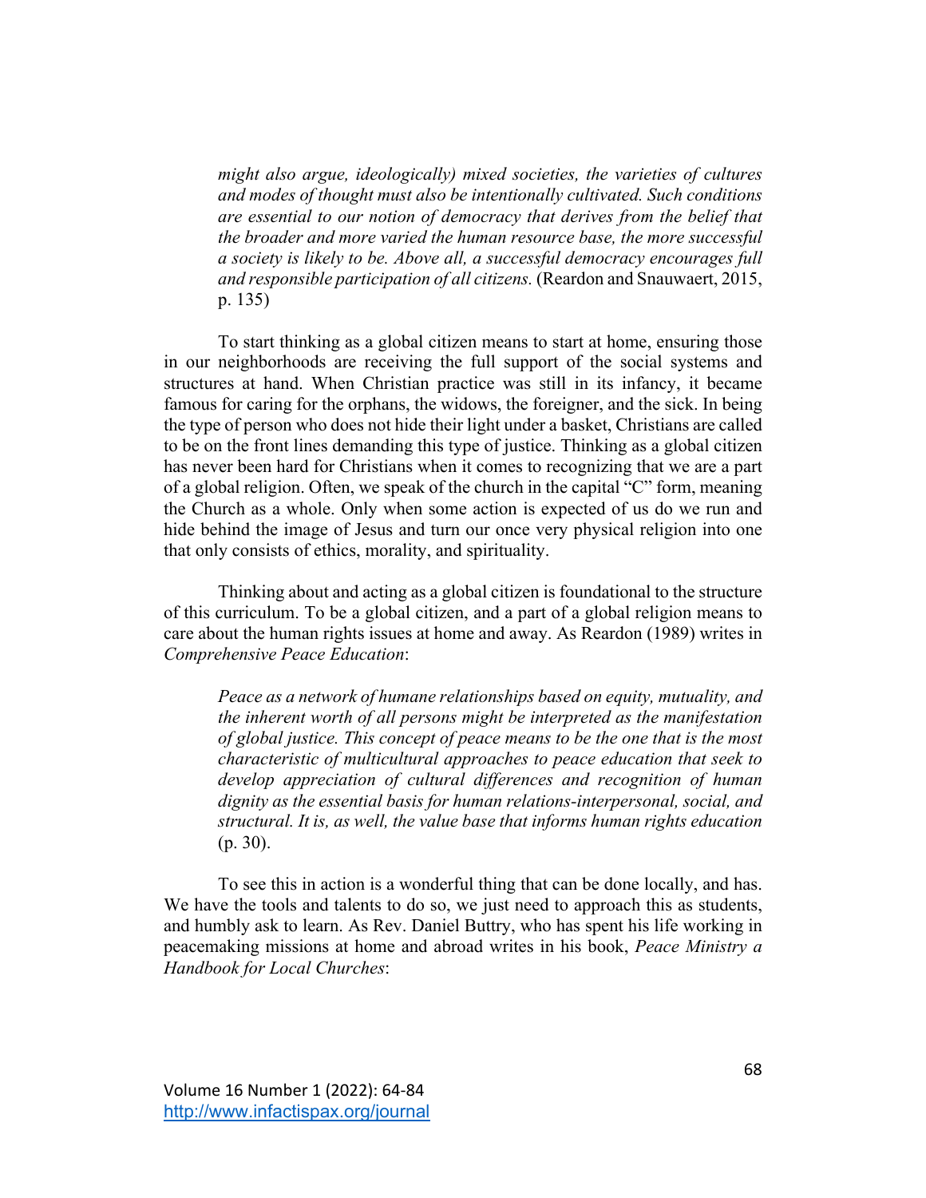> *might also argue, ideologically) mixed societies, the varieties of cultures and modes of thought must also be intentionally cultivated. Such conditions are essential to our notion of democracy that derives from the belief that the broader and more varied the human resource base, the more successful a society is likely to be. Above all, a successful democracy encourages full and responsible participation of all citizens.* (Reardon and Snauwaert, 2015, p. 135)

To start thinking as a global citizen means to start at home, ensuring those in our neighborhoods are receiving the full support of the social systems and structures at hand. When Christian practice was still in its infancy, it became famous for caring for the orphans, the widows, the foreigner, and the sick. In being the type of person who does not hide their light under a basket, Christians are called to be on the front lines demanding this type of justice. Thinking as a global citizen has never been hard for Christians when it comes to recognizing that we are a part of a global religion. Often, we speak of the church in the capital "C" form, meaning the Church as a whole. Only when some action is expected of us do we run and hide behind the image of Jesus and turn our once very physical religion into one that only consists of ethics, morality, and spirituality.

Thinking about and acting as a global citizen is foundational to the structure of this curriculum. To be a global citizen, and a part of a global religion means to care about the human rights issues at home and away. As Reardon (1989) writes in *Comprehensive Peace Education*:

> *Peace as a network of humane relationships based on equity, mutuality, and the inherent worth of all persons might be interpreted as the manifestation of global justice. This concept of peace means to be the one that is the most characteristic of multicultural approaches to peace education that seek to develop appreciation of cultural differences and recognition of human dignity as the essential basis for human relations-interpersonal, social, and structural. It is, as well, the value base that informs human rights education* (p. 30).

To see this in action is a wonderful thing that can be done locally, and has. We have the tools and talents to do so, we just need to approach this as students, and humbly ask to learn. As Rev. Daniel Buttry, who has spent his life working in peacemaking missions at home and abroad writes in his book, *Peace Ministry a Handbook for Local Churches*: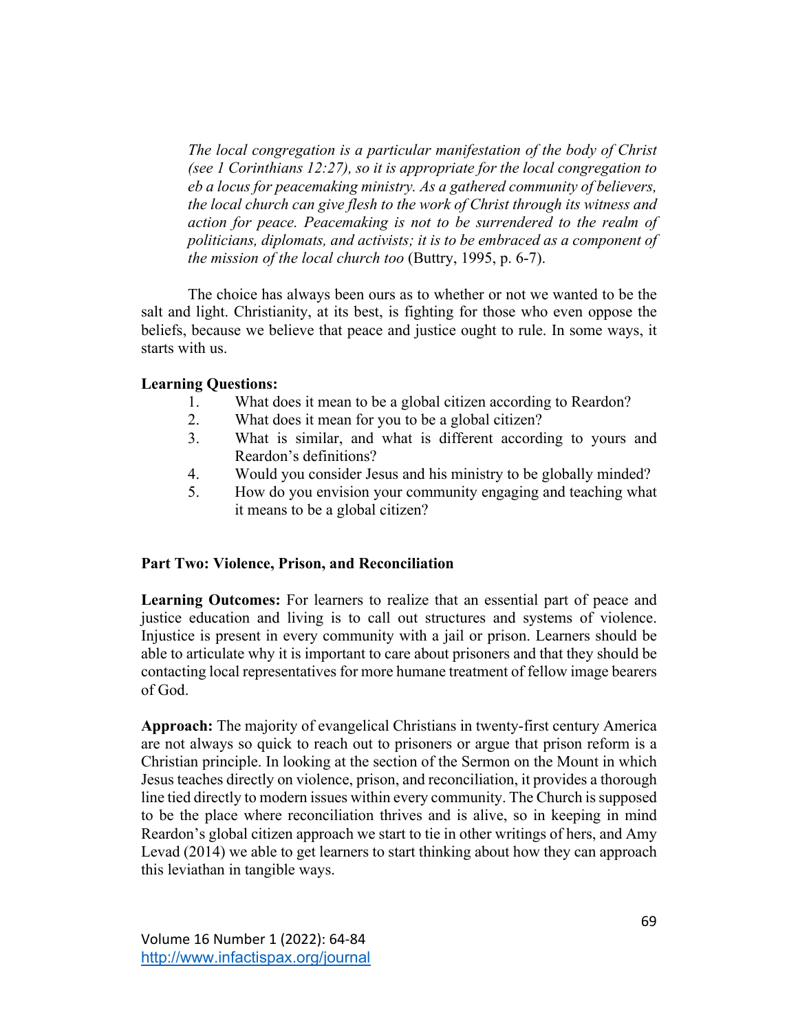> *The local congregation is a particular manifestation of the body of Christ (see 1 Corinthians 12:27), so it is appropriate for the local congregation to eb a locus for peacemaking ministry. As a gathered community of believers, the local church can give flesh to the work of Christ through its witness and action for peace. Peacemaking is not to be surrendered to the realm of politicians, diplomats, and activists; it is to be embraced as a component of the mission of the local church too* (Buttry, 1995, p. 6-7).

The choice has always been ours as to whether or not we wanted to be the salt and light. Christianity, at its best, is fighting for those who even oppose the beliefs, because we believe that peace and justice ought to rule. In some ways, it starts with us.

**Learning Questions:**

1. What does it mean to be a global citizen according to Reardon?
2. What does it mean for you to be a global citizen?
3. What is similar, and what is different according to yours and Reardon's definitions?
4. Would you consider Jesus and his ministry to be globally minded?
5. How do you envision your community engaging and teaching what it means to be a global citizen?

**Part Two: Violence, Prison, and Reconciliation**

**Learning Outcomes:** For learners to realize that an essential part of peace and justice education and living is to call out structures and systems of violence. Injustice is present in every community with a jail or prison. Learners should be able to articulate why it is important to care about prisoners and that they should be contacting local representatives for more humane treatment of fellow image bearers of God.

**Approach:** The majority of evangelical Christians in twenty-first century America are not always so quick to reach out to prisoners or argue that prison reform is a Christian principle. In looking at the section of the Sermon on the Mount in which Jesus teaches directly on violence, prison, and reconciliation, it provides a thorough line tied directly to modern issues within every community. The Church is supposed to be the place where reconciliation thrives and is alive, so in keeping in mind Reardon's global citizen approach we start to tie in other writings of hers, and Amy Levad (2014) we able to get learners to start thinking about how they can approach this leviathan in tangible ways.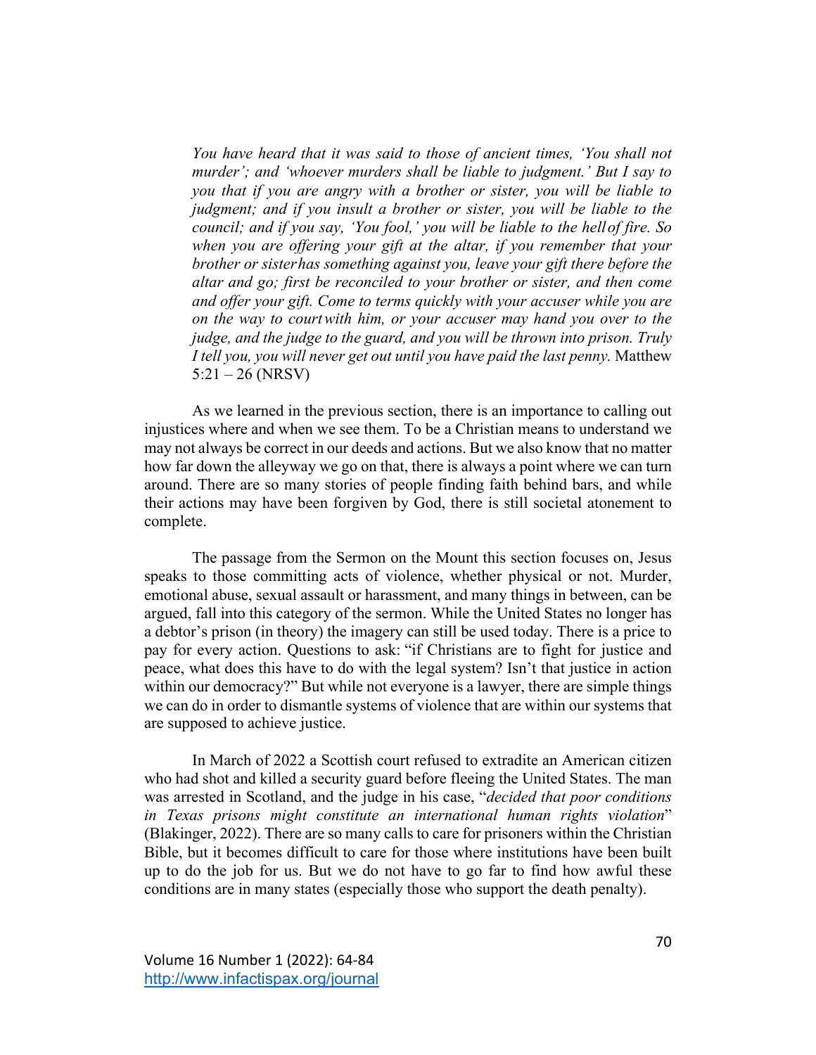*You have heard that it was said to those of ancient times, 'You shall not murder'; and 'whoever murders shall be liable to judgment.' But I say to you that if you are angry with a brother or sister, you will be liable to judgment; and if you insult a brother or sister, you will be liable to the council; and if you say, 'You fool,' you will be liable to the hell of fire. So when you are offering your gift at the altar, if you remember that your brother or sister has something against you, leave your gift there before the altar and go; first be reconciled to your brother or sister, and then come and offer your gift. Come to terms quickly with your accuser while you are on the way to court with him, or your accuser may hand you over to the judge, and the judge to the guard, and you will be thrown into prison. Truly I tell you, you will never get out until you have paid the last penny.* Matthew 5:21 – 26 (NRSV)

As we learned in the previous section, there is an importance to calling out injustices where and when we see them. To be a Christian means to understand we may not always be correct in our deeds and actions. But we also know that no matter how far down the alleyway we go on that, there is always a point where we can turn around. There are so many stories of people finding faith behind bars, and while their actions may have been forgiven by God, there is still societal atonement to complete.

The passage from the Sermon on the Mount this section focuses on, Jesus speaks to those committing acts of violence, whether physical or not. Murder, emotional abuse, sexual assault or harassment, and many things in between, can be argued, fall into this category of the sermon. While the United States no longer has a debtor's prison (in theory) the imagery can still be used today. There is a price to pay for every action. Questions to ask: "if Christians are to fight for justice and peace, what does this have to do with the legal system? Isn't that justice in action within our democracy?" But while not everyone is a lawyer, there are simple things we can do in order to dismantle systems of violence that are within our systems that are supposed to achieve justice.

In March of 2022 a Scottish court refused to extradite an American citizen who had shot and killed a security guard before fleeing the United States. The man was arrested in Scotland, and the judge in his case, "*decided that poor conditions in Texas prisons might constitute an international human rights violation*" (Blakinger, 2022). There are so many calls to care for prisoners within the Christian Bible, but it becomes difficult to care for those where institutions have been built up to do the job for us. But we do not have to go far to find how awful these conditions are in many states (especially those who support the death penalty).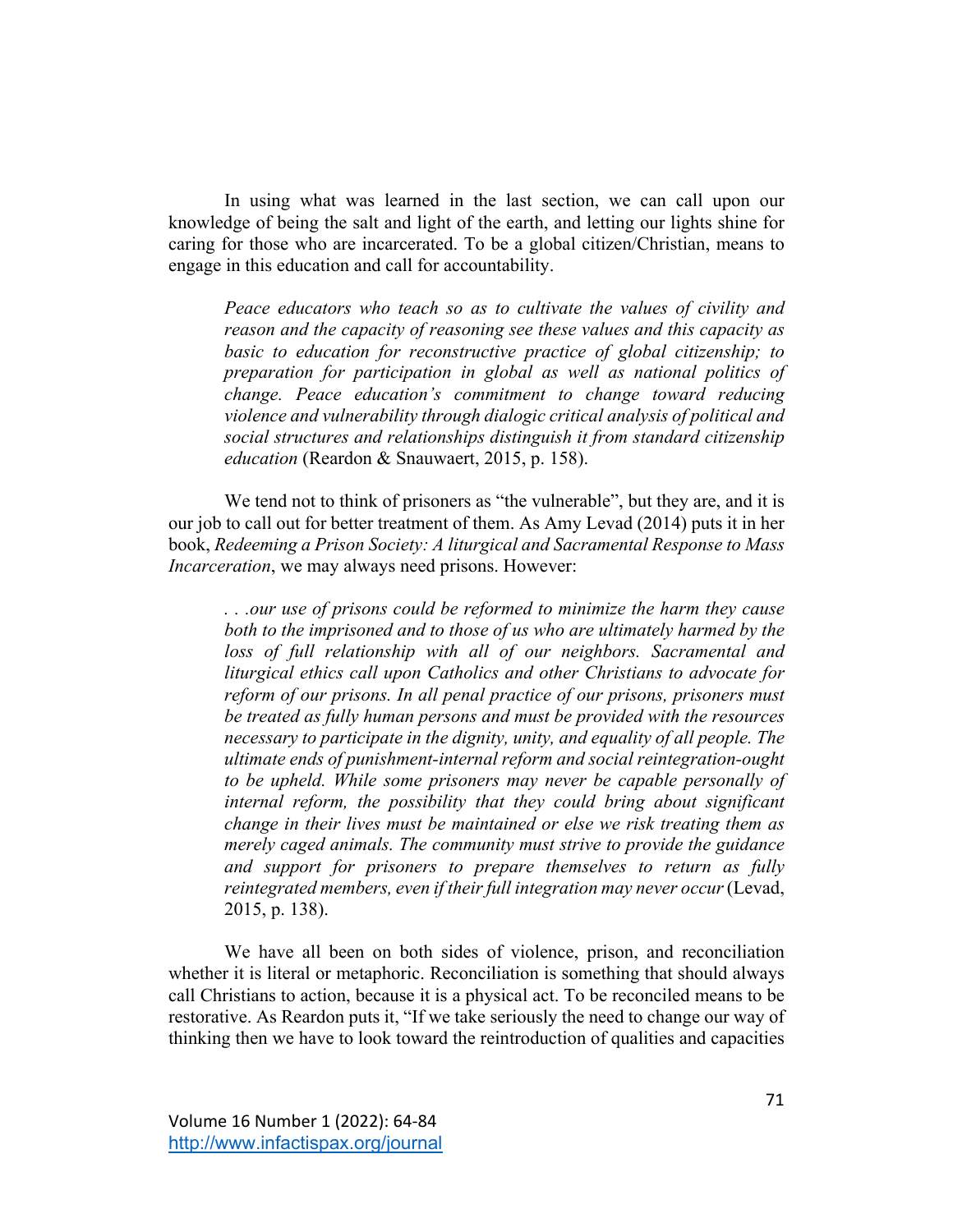In using what was learned in the last section, we can call upon our knowledge of being the salt and light of the earth, and letting our lights shine for caring for those who are incarcerated. To be a global citizen/Christian, means to engage in this education and call for accountability.

> *Peace educators who teach so as to cultivate the values of civility and reason and the capacity of reasoning see these values and this capacity as basic to education for reconstructive practice of global citizenship; to preparation for participation in global as well as national politics of change. Peace education's commitment to change toward reducing violence and vulnerability through dialogic critical analysis of political and social structures and relationships distinguish it from standard citizenship education* (Reardon & Snauwaert, 2015, p. 158).

We tend not to think of prisoners as "the vulnerable", but they are, and it is our job to call out for better treatment of them. As Amy Levad (2014) puts it in her book, *Redeeming a Prison Society: A liturgical and Sacramental Response to Mass Incarceration*, we may always need prisons. However:

> *. . .our use of prisons could be reformed to minimize the harm they cause both to the imprisoned and to those of us who are ultimately harmed by the loss of full relationship with all of our neighbors. Sacramental and liturgical ethics call upon Catholics and other Christians to advocate for reform of our prisons. In all penal practice of our prisons, prisoners must be treated as fully human persons and must be provided with the resources necessary to participate in the dignity, unity, and equality of all people. The ultimate ends of punishment-internal reform and social reintegration-ought to be upheld. While some prisoners may never be capable personally of internal reform, the possibility that they could bring about significant change in their lives must be maintained or else we risk treating them as merely caged animals. The community must strive to provide the guidance and support for prisoners to prepare themselves to return as fully reintegrated members, even if their full integration may never occur* (Levad, 2015, p. 138).

We have all been on both sides of violence, prison, and reconciliation whether it is literal or metaphoric. Reconciliation is something that should always call Christians to action, because it is a physical act. To be reconciled means to be restorative. As Reardon puts it, "If we take seriously the need to change our way of thinking then we have to look toward the reintroduction of qualities and capacities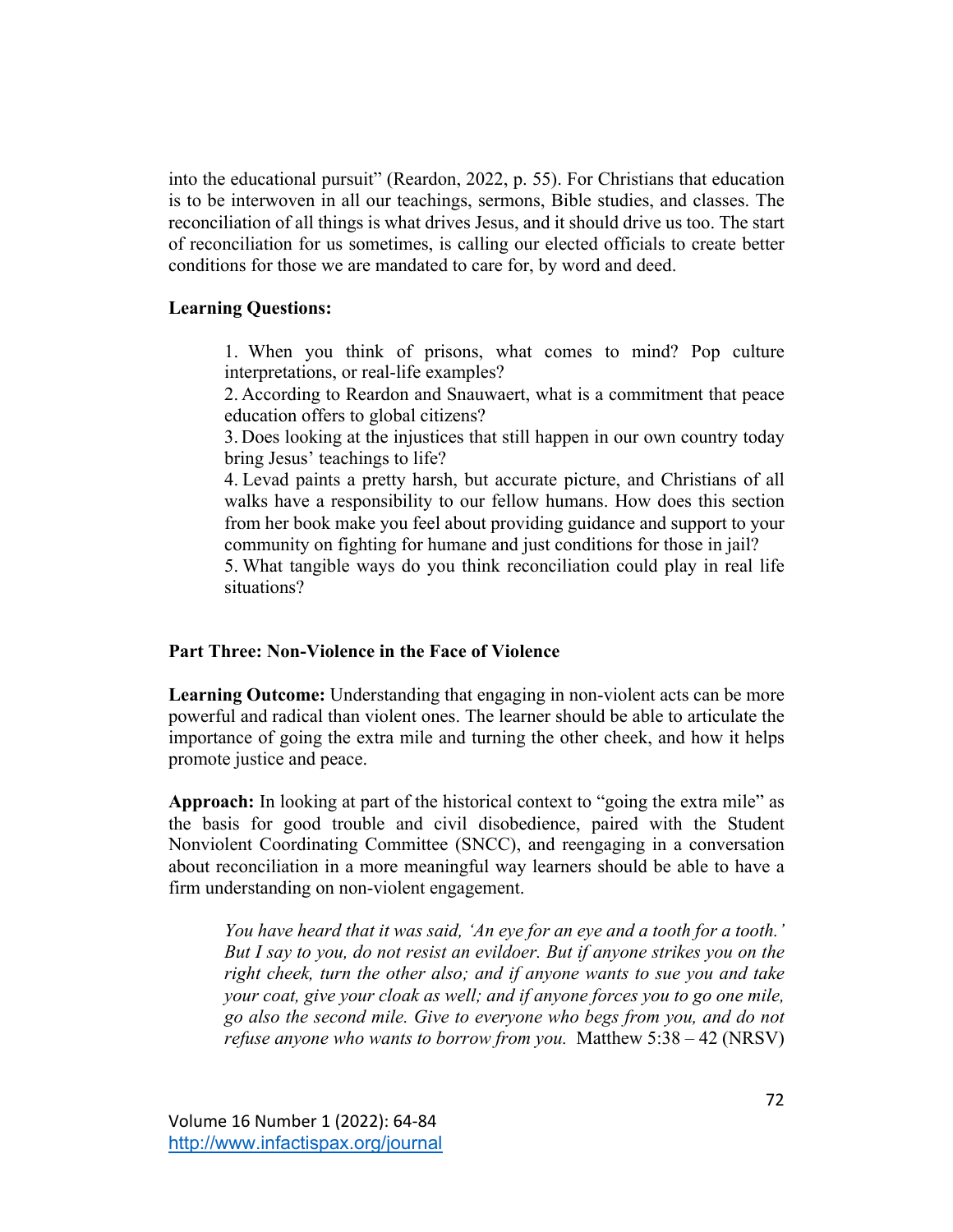into the educational pursuit" (Reardon, 2022, p. 55). For Christians that education is to be interwoven in all our teachings, sermons, Bible studies, and classes. The reconciliation of all things is what drives Jesus, and it should drive us too. The start of reconciliation for us sometimes, is calling our elected officials to create better conditions for those we are mandated to care for, by word and deed.

**Learning Questions:**

> 1. When you think of prisons, what comes to mind? Pop culture interpretations, or real-life examples?
> 2. According to Reardon and Snauwaert, what is a commitment that peace education offers to global citizens?
> 3. Does looking at the injustices that still happen in our own country today bring Jesus' teachings to life?
> 4. Levad paints a pretty harsh, but accurate picture, and Christians of all walks have a responsibility to our fellow humans. How does this section from her book make you feel about providing guidance and support to your community on fighting for humane and just conditions for those in jail?
> 5. What tangible ways do you think reconciliation could play in real life situations?

**Part Three: Non-Violence in the Face of Violence**

**Learning Outcome:** Understanding that engaging in non-violent acts can be more powerful and radical than violent ones. The learner should be able to articulate the importance of going the extra mile and turning the other cheek, and how it helps promote justice and peace.

**Approach:** In looking at part of the historical context to "going the extra mile" as the basis for good trouble and civil disobedience, paired with the Student Nonviolent Coordinating Committee (SNCC), and reengaging in a conversation about reconciliation in a more meaningful way learners should be able to have a firm understanding on non-violent engagement.

> *You have heard that it was said, 'An eye for an eye and a tooth for a tooth.' But I say to you, do not resist an evildoer. But if anyone strikes you on the right cheek, turn the other also; and if anyone wants to sue you and take your coat, give your cloak as well; and if anyone forces you to go one mile, go also the second mile. Give to everyone who begs from you, and do not refuse anyone who wants to borrow from you.* Matthew 5:38 – 42 (NRSV)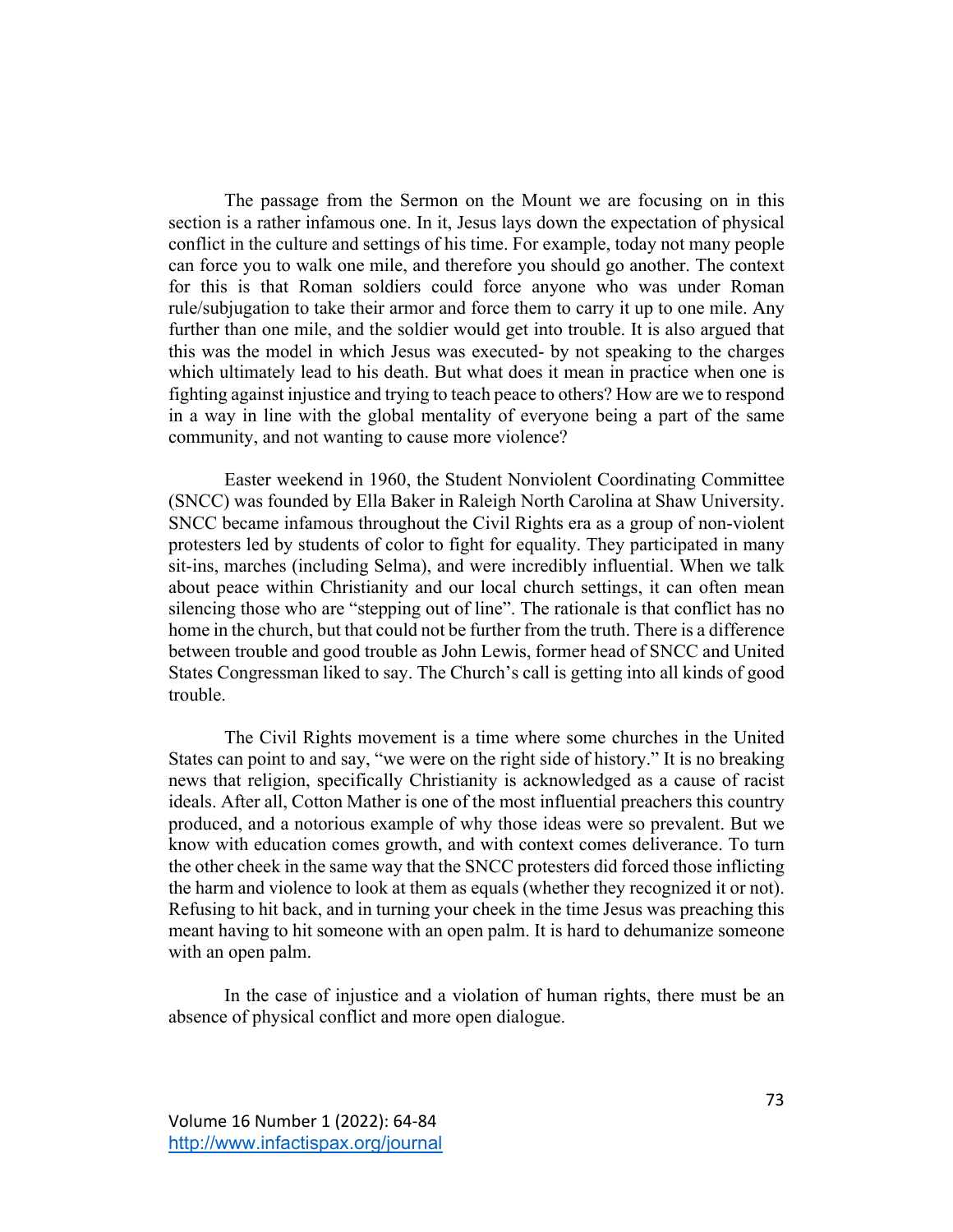The passage from the Sermon on the Mount we are focusing on in this section is a rather infamous one. In it, Jesus lays down the expectation of physical conflict in the culture and settings of his time. For example, today not many people can force you to walk one mile, and therefore you should go another. The context for this is that Roman soldiers could force anyone who was under Roman rule/subjugation to take their armor and force them to carry it up to one mile. Any further than one mile, and the soldier would get into trouble. It is also argued that this was the model in which Jesus was executed- by not speaking to the charges which ultimately lead to his death. But what does it mean in practice when one is fighting against injustice and trying to teach peace to others? How are we to respond in a way in line with the global mentality of everyone being a part of the same community, and not wanting to cause more violence?

Easter weekend in 1960, the Student Nonviolent Coordinating Committee (SNCC) was founded by Ella Baker in Raleigh North Carolina at Shaw University. SNCC became infamous throughout the Civil Rights era as a group of non-violent protesters led by students of color to fight for equality. They participated in many sit-ins, marches (including Selma), and were incredibly influential. When we talk about peace within Christianity and our local church settings, it can often mean silencing those who are "stepping out of line". The rationale is that conflict has no home in the church, but that could not be further from the truth. There is a difference between trouble and good trouble as John Lewis, former head of SNCC and United States Congressman liked to say. The Church's call is getting into all kinds of good trouble.

The Civil Rights movement is a time where some churches in the United States can point to and say, "we were on the right side of history." It is no breaking news that religion, specifically Christianity is acknowledged as a cause of racist ideals. After all, Cotton Mather is one of the most influential preachers this country produced, and a notorious example of why those ideas were so prevalent. But we know with education comes growth, and with context comes deliverance. To turn the other cheek in the same way that the SNCC protesters did forced those inflicting the harm and violence to look at them as equals (whether they recognized it or not). Refusing to hit back, and in turning your cheek in the time Jesus was preaching this meant having to hit someone with an open palm. It is hard to dehumanize someone with an open palm.

In the case of injustice and a violation of human rights, there must be an absence of physical conflict and more open dialogue.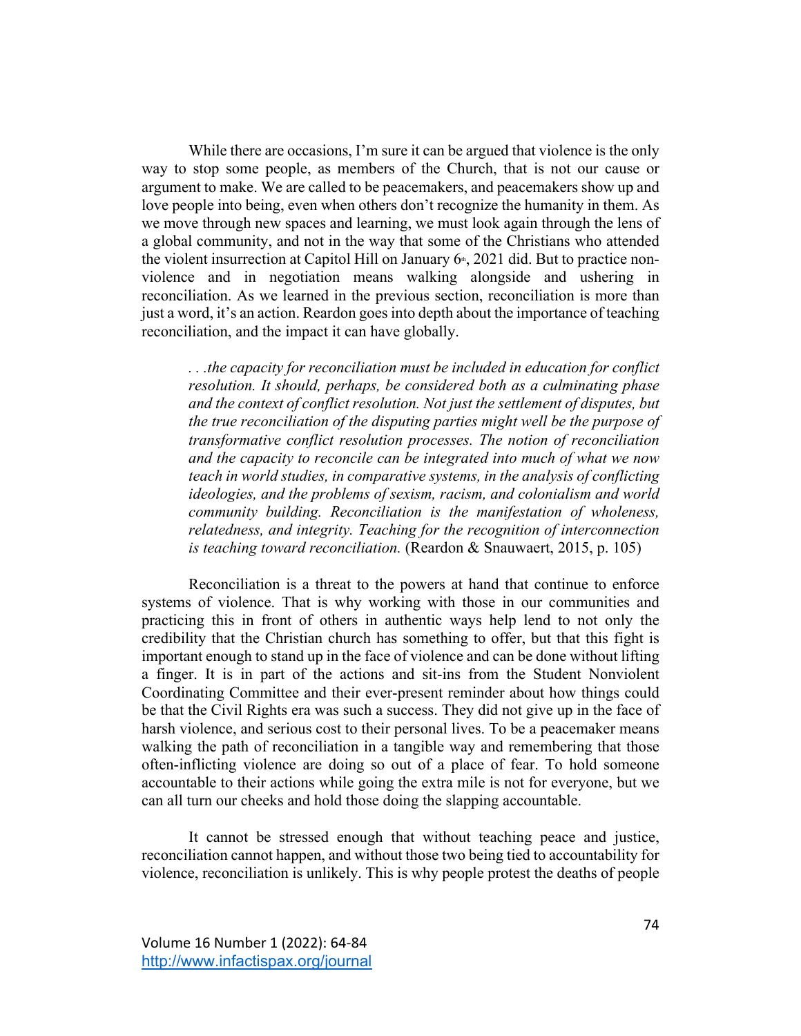While there are occasions, I'm sure it can be argued that violence is the only way to stop some people, as members of the Church, that is not our cause or argument to make. We are called to be peacemakers, and peacemakers show up and love people into being, even when others don't recognize the humanity in them. As we move through new spaces and learning, we must look again through the lens of a global community, and not in the way that some of the Christians who attended the violent insurrection at Capitol Hill on January 6th, 2021 did. But to practice non-violence and in negotiation means walking alongside and ushering in reconciliation. As we learned in the previous section, reconciliation is more than just a word, it's an action. Reardon goes into depth about the importance of teaching reconciliation, and the impact it can have globally.

> *. . .the capacity for reconciliation must be included in education for conflict resolution. It should, perhaps, be considered both as a culminating phase and the context of conflict resolution. Not just the settlement of disputes, but the true reconciliation of the disputing parties might well be the purpose of transformative conflict resolution processes. The notion of reconciliation and the capacity to reconcile can be integrated into much of what we now teach in world studies, in comparative systems, in the analysis of conflicting ideologies, and the problems of sexism, racism, and colonialism and world community building. Reconciliation is the manifestation of wholeness, relatedness, and integrity. Teaching for the recognition of interconnection is teaching toward reconciliation.* (Reardon & Snauwaert, 2015, p. 105)

Reconciliation is a threat to the powers at hand that continue to enforce systems of violence. That is why working with those in our communities and practicing this in front of others in authentic ways help lend to not only the credibility that the Christian church has something to offer, but that this fight is important enough to stand up in the face of violence and can be done without lifting a finger. It is in part of the actions and sit-ins from the Student Nonviolent Coordinating Committee and their ever-present reminder about how things could be that the Civil Rights era was such a success. They did not give up in the face of harsh violence, and serious cost to their personal lives. To be a peacemaker means walking the path of reconciliation in a tangible way and remembering that those often-inflicting violence are doing so out of a place of fear. To hold someone accountable to their actions while going the extra mile is not for everyone, but we can all turn our cheeks and hold those doing the slapping accountable.

It cannot be stressed enough that without teaching peace and justice, reconciliation cannot happen, and without those two being tied to accountability for violence, reconciliation is unlikely. This is why people protest the deaths of people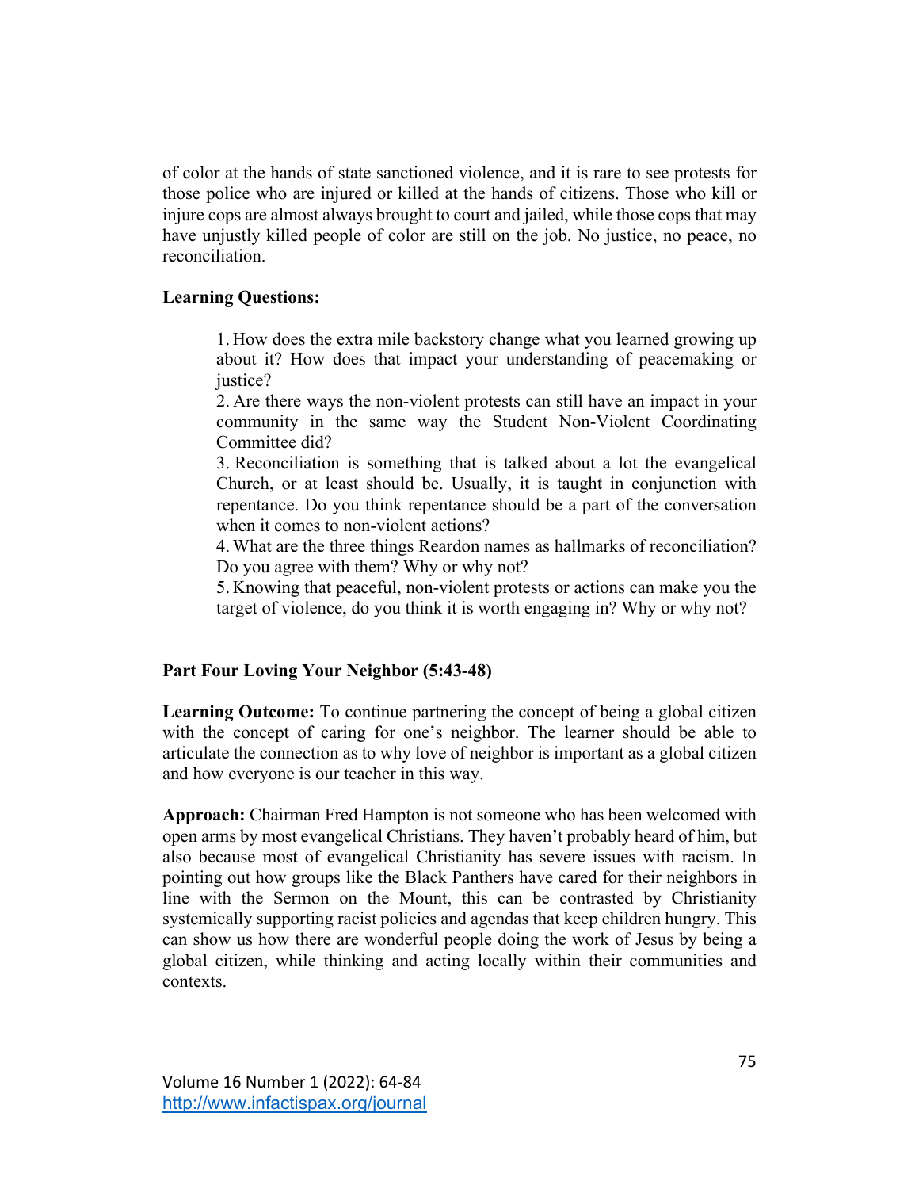of color at the hands of state sanctioned violence, and it is rare to see protests for those police who are injured or killed at the hands of citizens. Those who kill or injure cops are almost always brought to court and jailed, while those cops that may have unjustly killed people of color are still on the job. No justice, no peace, no reconciliation.

**Learning Questions:**

1. How does the extra mile backstory change what you learned growing up about it? How does that impact your understanding of peacemaking or justice?
2. Are there ways the non-violent protests can still have an impact in your community in the same way the Student Non-Violent Coordinating Committee did?
3. Reconciliation is something that is talked about a lot the evangelical Church, or at least should be. Usually, it is taught in conjunction with repentance. Do you think repentance should be a part of the conversation when it comes to non-violent actions?
4. What are the three things Reardon names as hallmarks of reconciliation? Do you agree with them? Why or why not?
5. Knowing that peaceful, non-violent protests or actions can make you the target of violence, do you think it is worth engaging in? Why or why not?

**Part Four Loving Your Neighbor (5:43-48)**

**Learning Outcome:** To continue partnering the concept of being a global citizen with the concept of caring for one's neighbor. The learner should be able to articulate the connection as to why love of neighbor is important as a global citizen and how everyone is our teacher in this way.

**Approach:** Chairman Fred Hampton is not someone who has been welcomed with open arms by most evangelical Christians. They haven't probably heard of him, but also because most of evangelical Christianity has severe issues with racism. In pointing out how groups like the Black Panthers have cared for their neighbors in line with the Sermon on the Mount, this can be contrasted by Christianity systemically supporting racist policies and agendas that keep children hungry. This can show us how there are wonderful people doing the work of Jesus by being a global citizen, while thinking and acting locally within their communities and contexts.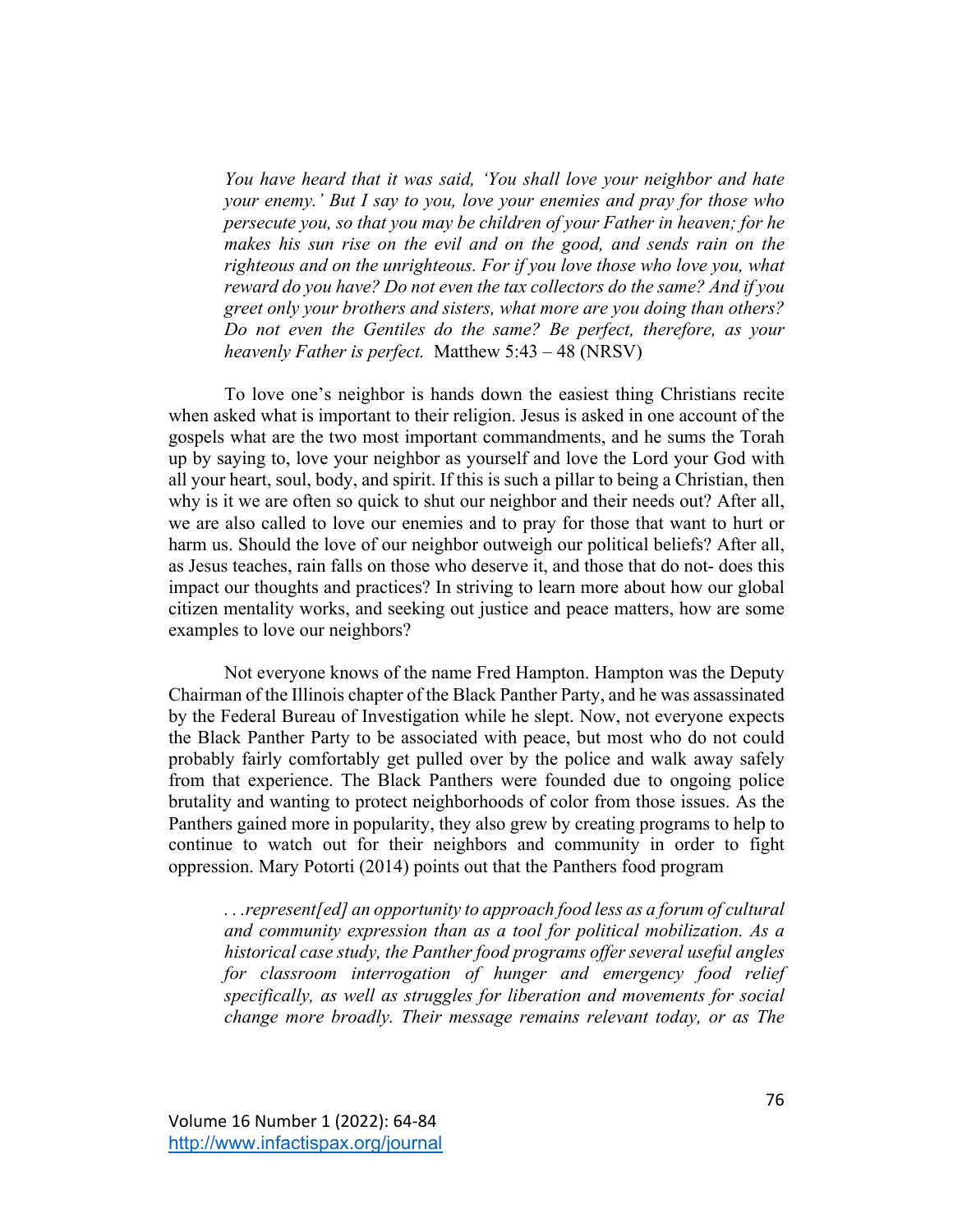> *You have heard that it was said, 'You shall love your neighbor and hate your enemy.' But I say to you, love your enemies and pray for those who persecute you, so that you may be children of your Father in heaven; for he makes his sun rise on the evil and on the good, and sends rain on the righteous and on the unrighteous. For if you love those who love you, what reward do you have? Do not even the tax collectors do the same? And if you greet only your brothers and sisters, what more are you doing than others? Do not even the Gentiles do the same? Be perfect, therefore, as your heavenly Father is perfect.* Matthew 5:43 – 48 (NRSV)

To love one's neighbor is hands down the easiest thing Christians recite when asked what is important to their religion. Jesus is asked in one account of the gospels what are the two most important commandments, and he sums the Torah up by saying to, love your neighbor as yourself and love the Lord your God with all your heart, soul, body, and spirit. If this is such a pillar to being a Christian, then why is it we are often so quick to shut our neighbor and their needs out? After all, we are also called to love our enemies and to pray for those that want to hurt or harm us. Should the love of our neighbor outweigh our political beliefs? After all, as Jesus teaches, rain falls on those who deserve it, and those that do not- does this impact our thoughts and practices? In striving to learn more about how our global citizen mentality works, and seeking out justice and peace matters, how are some examples to love our neighbors?

Not everyone knows of the name Fred Hampton. Hampton was the Deputy Chairman of the Illinois chapter of the Black Panther Party, and he was assassinated by the Federal Bureau of Investigation while he slept. Now, not everyone expects the Black Panther Party to be associated with peace, but most who do not could probably fairly comfortably get pulled over by the police and walk away safely from that experience. The Black Panthers were founded due to ongoing police brutality and wanting to protect neighborhoods of color from those issues. As the Panthers gained more in popularity, they also grew by creating programs to help to continue to watch out for their neighbors and community in order to fight oppression. Mary Potorti (2014) points out that the Panthers food program

> *. . .represent[ed] an opportunity to approach food less as a forum of cultural and community expression than as a tool for political mobilization. As a historical case study, the Panther food programs offer several useful angles for classroom interrogation of hunger and emergency food relief specifically, as well as struggles for liberation and movements for social change more broadly. Their message remains relevant today, or as The*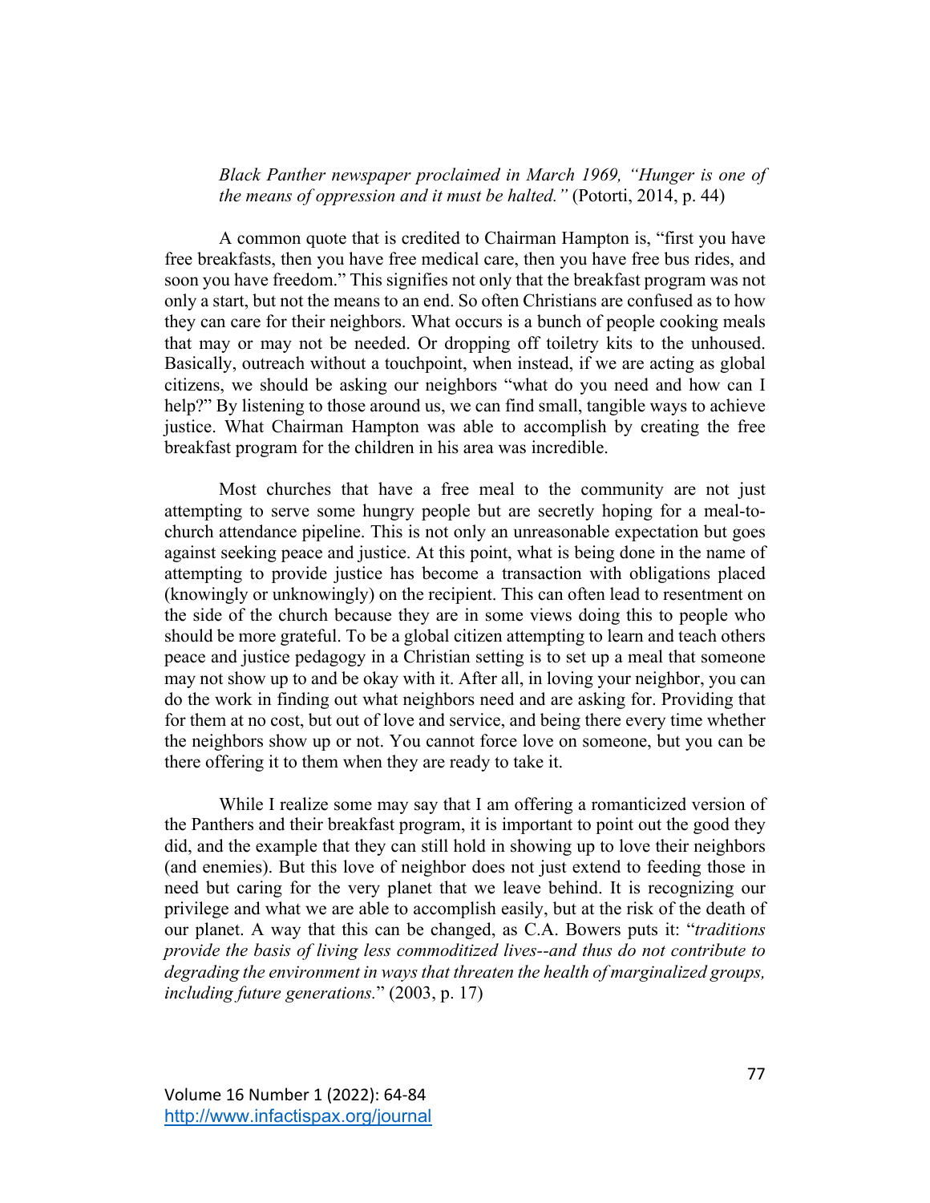*Black Panther newspaper proclaimed in March 1969, "Hunger is one of the means of oppression and it must be halted."* (Potorti, 2014, p. 44)

A common quote that is credited to Chairman Hampton is, "first you have free breakfasts, then you have free medical care, then you have free bus rides, and soon you have freedom." This signifies not only that the breakfast program was not only a start, but not the means to an end. So often Christians are confused as to how they can care for their neighbors. What occurs is a bunch of people cooking meals that may or may not be needed. Or dropping off toiletry kits to the unhoused. Basically, outreach without a touchpoint, when instead, if we are acting as global citizens, we should be asking our neighbors "what do you need and how can I help?" By listening to those around us, we can find small, tangible ways to achieve justice. What Chairman Hampton was able to accomplish by creating the free breakfast program for the children in his area was incredible.

Most churches that have a free meal to the community are not just attempting to serve some hungry people but are secretly hoping for a meal-to-church attendance pipeline. This is not only an unreasonable expectation but goes against seeking peace and justice. At this point, what is being done in the name of attempting to provide justice has become a transaction with obligations placed (knowingly or unknowingly) on the recipient. This can often lead to resentment on the side of the church because they are in some views doing this to people who should be more grateful. To be a global citizen attempting to learn and teach others peace and justice pedagogy in a Christian setting is to set up a meal that someone may not show up to and be okay with it. After all, in loving your neighbor, you can do the work in finding out what neighbors need and are asking for. Providing that for them at no cost, but out of love and service, and being there every time whether the neighbors show up or not. You cannot force love on someone, but you can be there offering it to them when they are ready to take it.

While I realize some may say that I am offering a romanticized version of the Panthers and their breakfast program, it is important to point out the good they did, and the example that they can still hold in showing up to love their neighbors (and enemies). But this love of neighbor does not just extend to feeding those in need but caring for the very planet that we leave behind. It is recognizing our privilege and what we are able to accomplish easily, but at the risk of the death of our planet. A way that this can be changed, as C.A. Bowers puts it: "*traditions provide the basis of living less commoditized lives--and thus do not contribute to degrading the environment in ways that threaten the health of marginalized groups, including future generations.*" (2003, p. 17)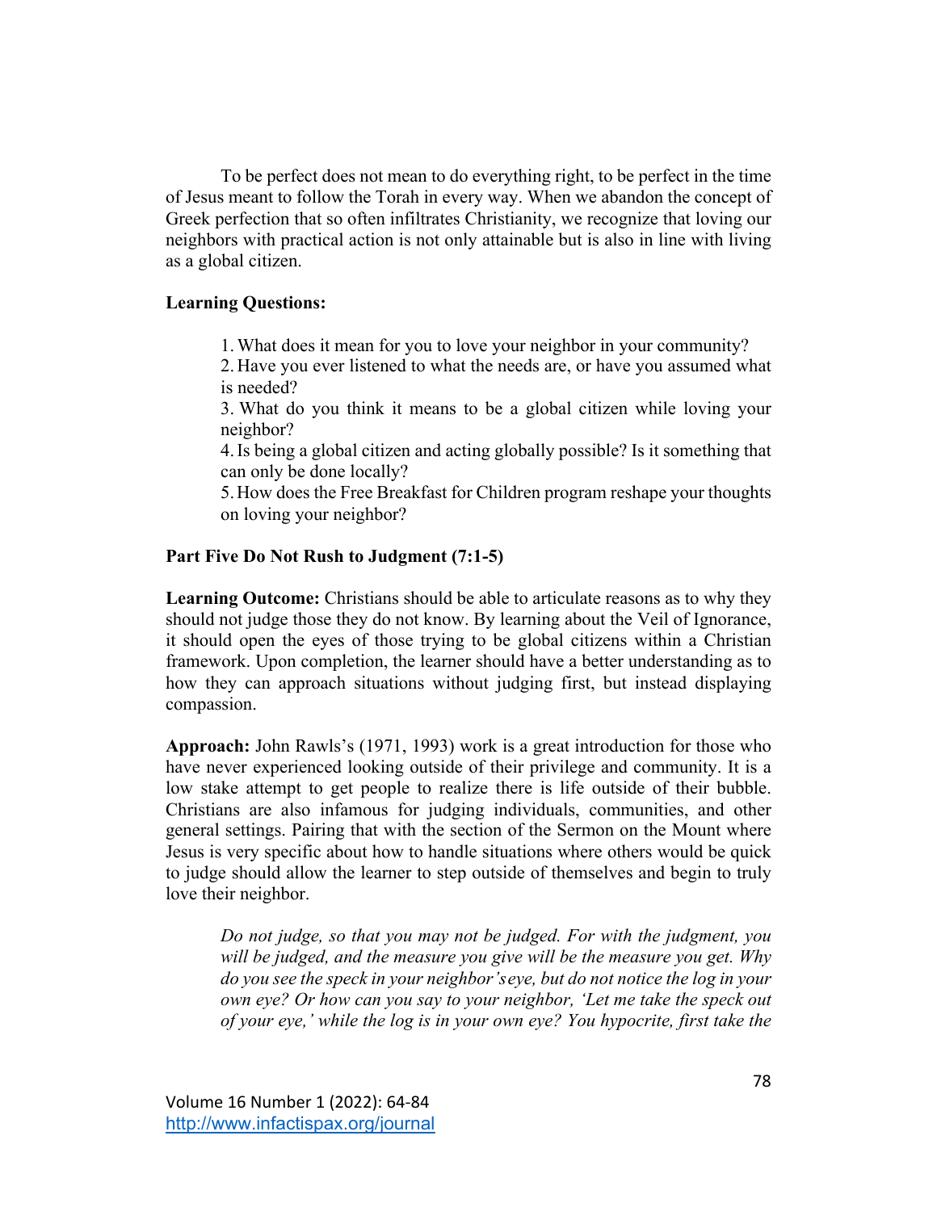To be perfect does not mean to do everything right, to be perfect in the time of Jesus meant to follow the Torah in every way. When we abandon the concept of Greek perfection that so often infiltrates Christianity, we recognize that loving our neighbors with practical action is not only attainable but is also in line with living as a global citizen.

**Learning Questions:**

1. What does it mean for you to love your neighbor in your community?
2. Have you ever listened to what the needs are, or have you assumed what is needed?
3. What do you think it means to be a global citizen while loving your neighbor?
4. Is being a global citizen and acting globally possible? Is it something that can only be done locally?
5. How does the Free Breakfast for Children program reshape your thoughts on loving your neighbor?

**Part Five Do Not Rush to Judgment (7:1-5)**

**Learning Outcome:** Christians should be able to articulate reasons as to why they should not judge those they do not know. By learning about the Veil of Ignorance, it should open the eyes of those trying to be global citizens within a Christian framework. Upon completion, the learner should have a better understanding as to how they can approach situations without judging first, but instead displaying compassion.

**Approach:** John Rawls's (1971, 1993) work is a great introduction for those who have never experienced looking outside of their privilege and community. It is a low stake attempt to get people to realize there is life outside of their bubble. Christians are also infamous for judging individuals, communities, and other general settings. Pairing that with the section of the Sermon on the Mount where Jesus is very specific about how to handle situations where others would be quick to judge should allow the learner to step outside of themselves and begin to truly love their neighbor.

> *Do not judge, so that you may not be judged. For with the judgment, you will be judged, and the measure you give will be the measure you get. Why do you see the speck in your neighbor's eye, but do not notice the log in your own eye? Or how can you say to your neighbor, 'Let me take the speck out of your eye,' while the log is in your own eye? You hypocrite, first take the*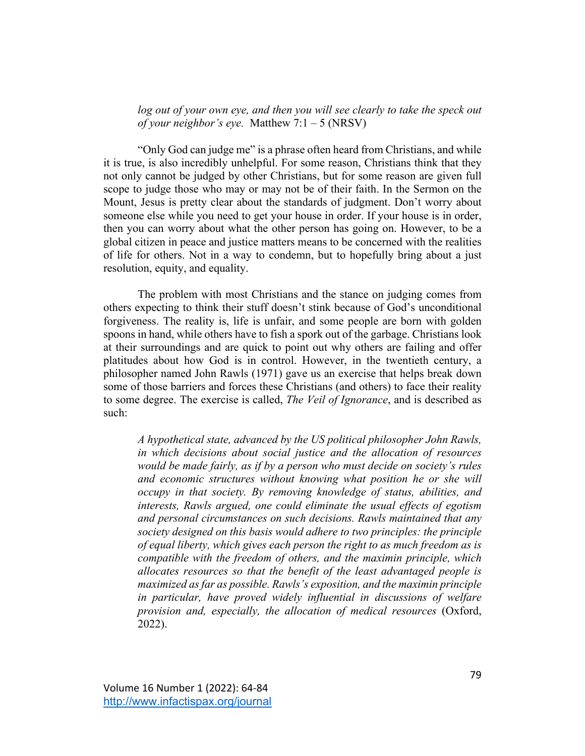> *log out of your own eye, and then you will see clearly to take the speck out of your neighbor's eye.* Matthew 7:1 – 5 (NRSV)

"Only God can judge me" is a phrase often heard from Christians, and while it is true, is also incredibly unhelpful. For some reason, Christians think that they not only cannot be judged by other Christians, but for some reason are given full scope to judge those who may or may not be of their faith. In the Sermon on the Mount, Jesus is pretty clear about the standards of judgment. Don't worry about someone else while you need to get your house in order. If your house is in order, then you can worry about what the other person has going on. However, to be a global citizen in peace and justice matters means to be concerned with the realities of life for others. Not in a way to condemn, but to hopefully bring about a just resolution, equity, and equality.

The problem with most Christians and the stance on judging comes from others expecting to think their stuff doesn't stink because of God's unconditional forgiveness. The reality is, life is unfair, and some people are born with golden spoons in hand, while others have to fish a spork out of the garbage. Christians look at their surroundings and are quick to point out why others are failing and offer platitudes about how God is in control. However, in the twentieth century, a philosopher named John Rawls (1971) gave us an exercise that helps break down some of those barriers and forces these Christians (and others) to face their reality to some degree. The exercise is called, *The Veil of Ignorance*, and is described as such:

> *A hypothetical state, advanced by the US political philosopher John Rawls, in which decisions about social justice and the allocation of resources would be made fairly, as if by a person who must decide on society's rules and economic structures without knowing what position he or she will occupy in that society. By removing knowledge of status, abilities, and interests, Rawls argued, one could eliminate the usual effects of egotism and personal circumstances on such decisions. Rawls maintained that any society designed on this basis would adhere to two principles: the principle of equal liberty, which gives each person the right to as much freedom as is compatible with the freedom of others, and the maximin principle, which allocates resources so that the benefit of the least advantaged people is maximized as far as possible. Rawls's exposition, and the maximin principle in particular, have proved widely influential in discussions of welfare provision and, especially, the allocation of medical resources* (Oxford, 2022).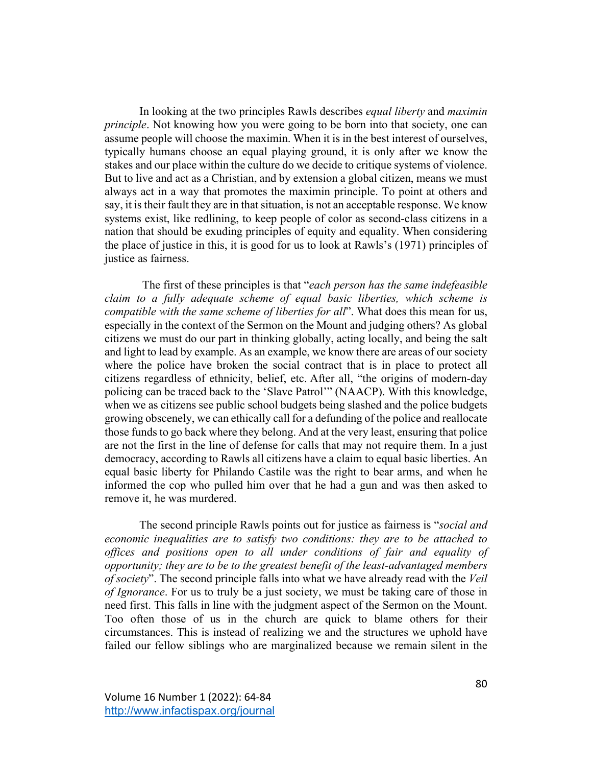In looking at the two principles Rawls describes *equal liberty* and *maximin principle*. Not knowing how you were going to be born into that society, one can assume people will choose the maximin. When it is in the best interest of ourselves, typically humans choose an equal playing ground, it is only after we know the stakes and our place within the culture do we decide to critique systems of violence. But to live and act as a Christian, and by extension a global citizen, means we must always act in a way that promotes the maximin principle. To point at others and say, it is their fault they are in that situation, is not an acceptable response. We know systems exist, like redlining, to keep people of color as second-class citizens in a nation that should be exuding principles of equity and equality. When considering the place of justice in this, it is good for us to look at Rawls's (1971) principles of justice as fairness.

The first of these principles is that "*each person has the same indefeasible claim to a fully adequate scheme of equal basic liberties, which scheme is compatible with the same scheme of liberties for all*". What does this mean for us, especially in the context of the Sermon on the Mount and judging others? As global citizens we must do our part in thinking globally, acting locally, and being the salt and light to lead by example. As an example, we know there are areas of our society where the police have broken the social contract that is in place to protect all citizens regardless of ethnicity, belief, etc. After all, "the origins of modern-day policing can be traced back to the 'Slave Patrol'" (NAACP). With this knowledge, when we as citizens see public school budgets being slashed and the police budgets growing obscenely, we can ethically call for a defunding of the police and reallocate those funds to go back where they belong. And at the very least, ensuring that police are not the first in the line of defense for calls that may not require them. In a just democracy, according to Rawls all citizens have a claim to equal basic liberties. An equal basic liberty for Philando Castile was the right to bear arms, and when he informed the cop who pulled him over that he had a gun and was then asked to remove it, he was murdered.

The second principle Rawls points out for justice as fairness is "*social and economic inequalities are to satisfy two conditions: they are to be attached to offices and positions open to all under conditions of fair and equality of opportunity; they are to be to the greatest benefit of the least-advantaged members of society*". The second principle falls into what we have already read with the *Veil of Ignorance*. For us to truly be a just society, we must be taking care of those in need first. This falls in line with the judgment aspect of the Sermon on the Mount. Too often those of us in the church are quick to blame others for their circumstances. This is instead of realizing we and the structures we uphold have failed our fellow siblings who are marginalized because we remain silent in the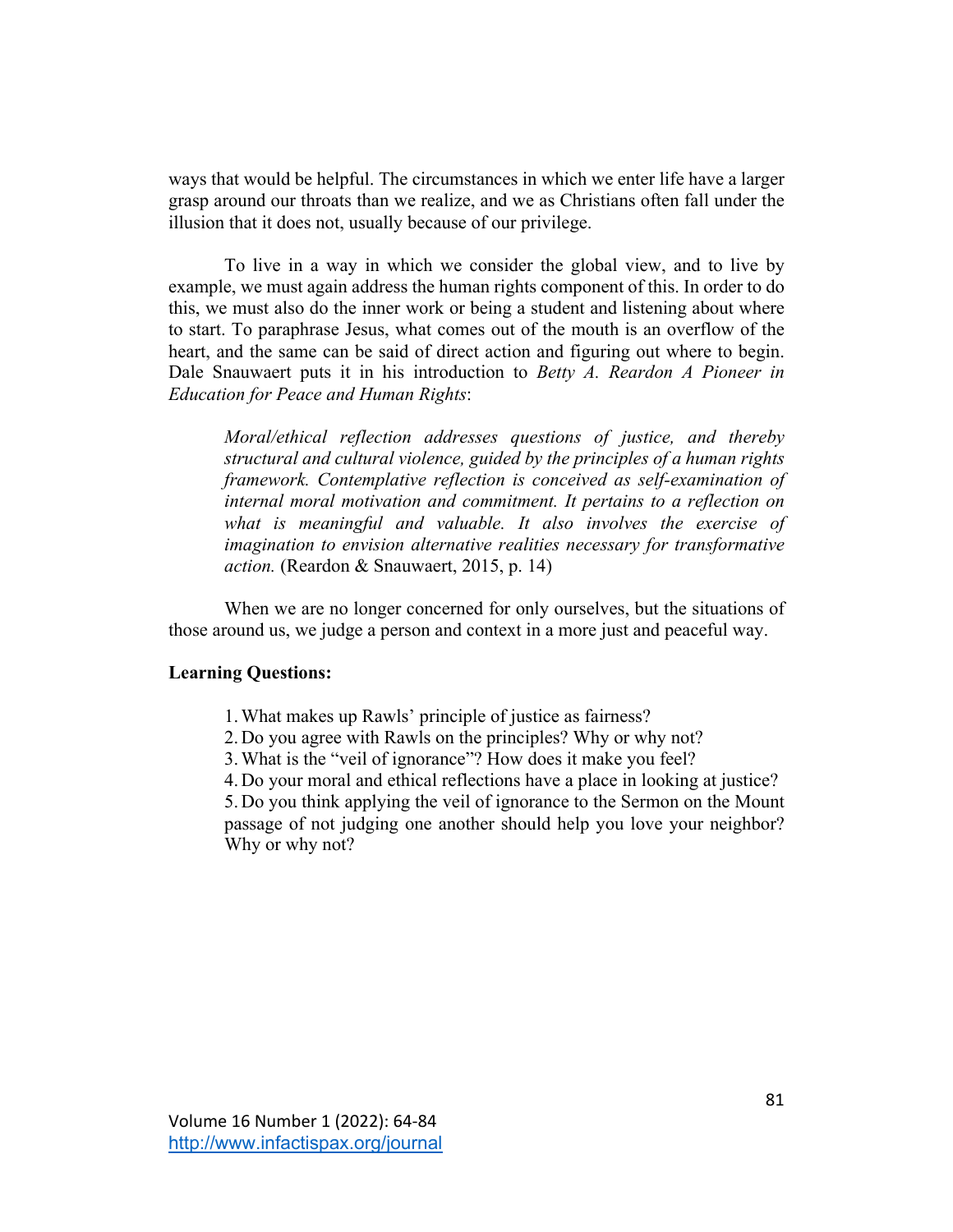ways that would be helpful. The circumstances in which we enter life have a larger grasp around our throats than we realize, and we as Christians often fall under the illusion that it does not, usually because of our privilege.

To live in a way in which we consider the global view, and to live by example, we must again address the human rights component of this. In order to do this, we must also do the inner work or being a student and listening about where to start. To paraphrase Jesus, what comes out of the mouth is an overflow of the heart, and the same can be said of direct action and figuring out where to begin. Dale Snauwaert puts it in his introduction to *Betty A. Reardon A Pioneer in Education for Peace and Human Rights*:

> *Moral/ethical reflection addresses questions of justice, and thereby structural and cultural violence, guided by the principles of a human rights framework. Contemplative reflection is conceived as self-examination of internal moral motivation and commitment. It pertains to a reflection on what is meaningful and valuable. It also involves the exercise of imagination to envision alternative realities necessary for transformative action.* (Reardon & Snauwaert, 2015, p. 14)

When we are no longer concerned for only ourselves, but the situations of those around us, we judge a person and context in a more just and peaceful way.

**Learning Questions:**

1. What makes up Rawls' principle of justice as fairness?
2. Do you agree with Rawls on the principles? Why or why not?
3. What is the "veil of ignorance"? How does it make you feel?
4. Do your moral and ethical reflections have a place in looking at justice?
5. Do you think applying the veil of ignorance to the Sermon on the Mount passage of not judging one another should help you love your neighbor? Why or why not?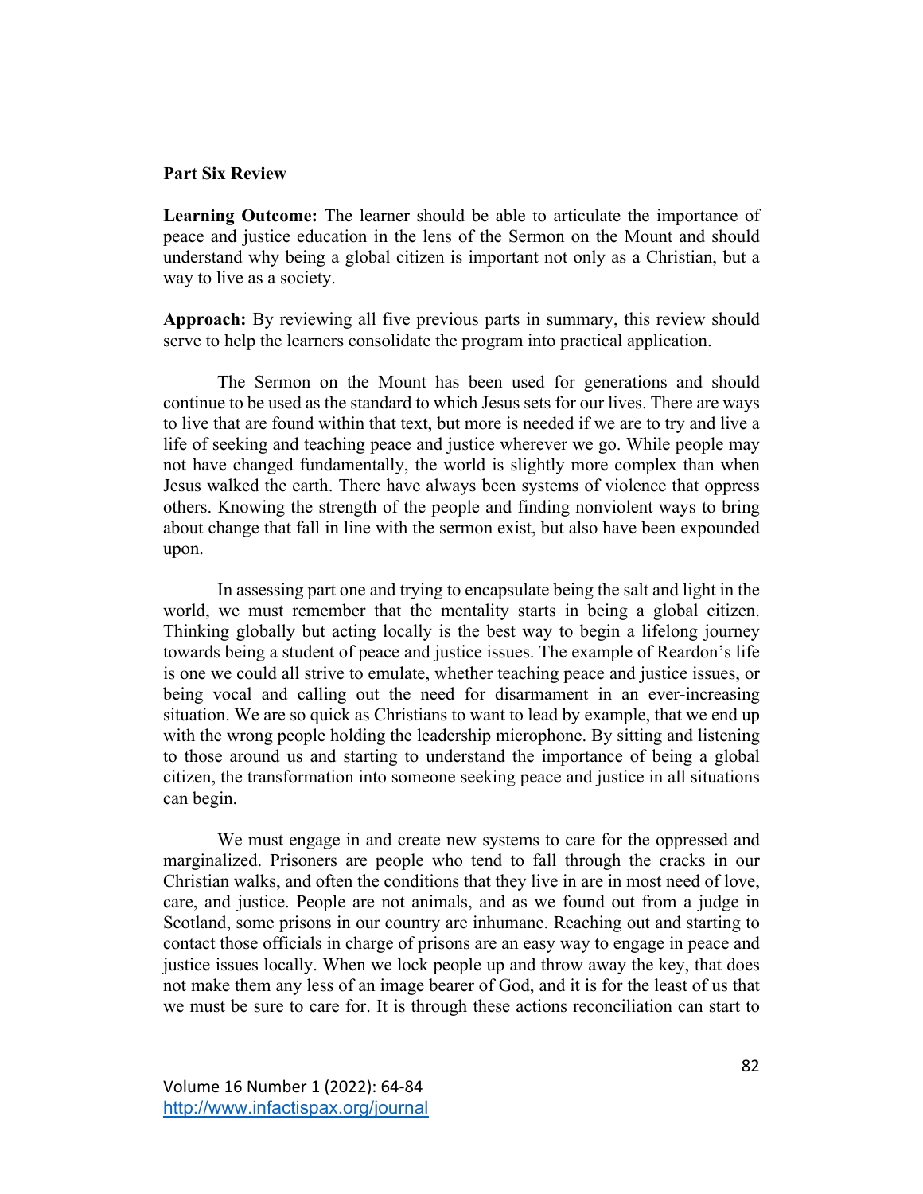**Part Six Review**

**Learning Outcome:** The learner should be able to articulate the importance of peace and justice education in the lens of the Sermon on the Mount and should understand why being a global citizen is important not only as a Christian, but a way to live as a society.

**Approach:** By reviewing all five previous parts in summary, this review should serve to help the learners consolidate the program into practical application.

The Sermon on the Mount has been used for generations and should continue to be used as the standard to which Jesus sets for our lives. There are ways to live that are found within that text, but more is needed if we are to try and live a life of seeking and teaching peace and justice wherever we go. While people may not have changed fundamentally, the world is slightly more complex than when Jesus walked the earth. There have always been systems of violence that oppress others. Knowing the strength of the people and finding nonviolent ways to bring about change that fall in line with the sermon exist, but also have been expounded upon.

In assessing part one and trying to encapsulate being the salt and light in the world, we must remember that the mentality starts in being a global citizen. Thinking globally but acting locally is the best way to begin a lifelong journey towards being a student of peace and justice issues. The example of Reardon's life is one we could all strive to emulate, whether teaching peace and justice issues, or being vocal and calling out the need for disarmament in an ever-increasing situation. We are so quick as Christians to want to lead by example, that we end up with the wrong people holding the leadership microphone. By sitting and listening to those around us and starting to understand the importance of being a global citizen, the transformation into someone seeking peace and justice in all situations can begin.

We must engage in and create new systems to care for the oppressed and marginalized. Prisoners are people who tend to fall through the cracks in our Christian walks, and often the conditions that they live in are in most need of love, care, and justice. People are not animals, and as we found out from a judge in Scotland, some prisons in our country are inhumane. Reaching out and starting to contact those officials in charge of prisons are an easy way to engage in peace and justice issues locally. When we lock people up and throw away the key, that does not make them any less of an image bearer of God, and it is for the least of us that we must be sure to care for. It is through these actions reconciliation can start to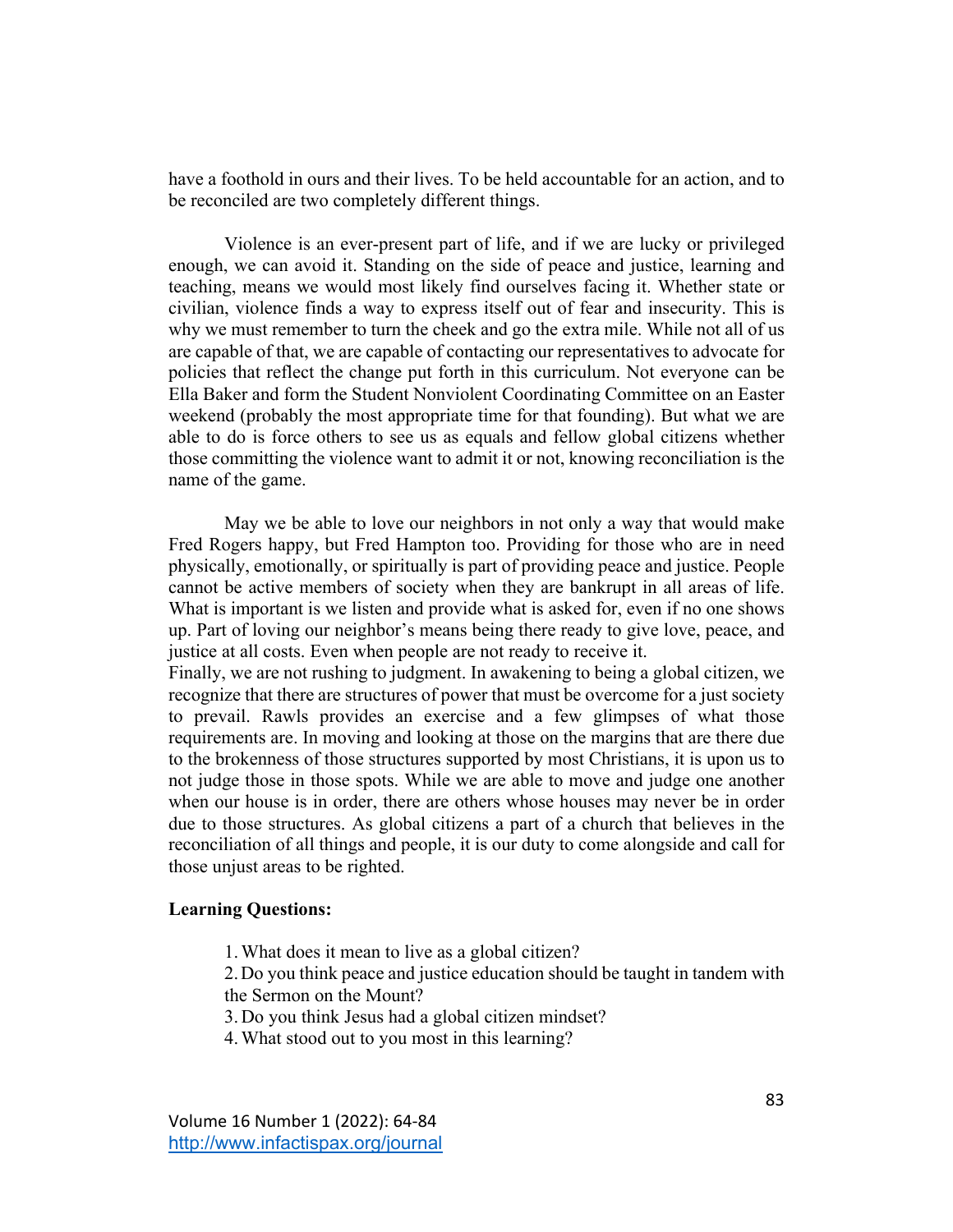have a foothold in ours and their lives. To be held accountable for an action, and to be reconciled are two completely different things.

Violence is an ever-present part of life, and if we are lucky or privileged enough, we can avoid it. Standing on the side of peace and justice, learning and teaching, means we would most likely find ourselves facing it. Whether state or civilian, violence finds a way to express itself out of fear and insecurity. This is why we must remember to turn the cheek and go the extra mile. While not all of us are capable of that, we are capable of contacting our representatives to advocate for policies that reflect the change put forth in this curriculum. Not everyone can be Ella Baker and form the Student Nonviolent Coordinating Committee on an Easter weekend (probably the most appropriate time for that founding). But what we are able to do is force others to see us as equals and fellow global citizens whether those committing the violence want to admit it or not, knowing reconciliation is the name of the game.

May we be able to love our neighbors in not only a way that would make Fred Rogers happy, but Fred Hampton too. Providing for those who are in need physically, emotionally, or spiritually is part of providing peace and justice. People cannot be active members of society when they are bankrupt in all areas of life. What is important is we listen and provide what is asked for, even if no one shows up. Part of loving our neighbor's means being there ready to give love, peace, and justice at all costs. Even when people are not ready to receive it.

Finally, we are not rushing to judgment. In awakening to being a global citizen, we recognize that there are structures of power that must be overcome for a just society to prevail. Rawls provides an exercise and a few glimpses of what those requirements are. In moving and looking at those on the margins that are there due to the brokenness of those structures supported by most Christians, it is upon us to not judge those in those spots. While we are able to move and judge one another when our house is in order, there are others whose houses may never be in order due to those structures. As global citizens a part of a church that believes in the reconciliation of all things and people, it is our duty to come alongside and call for those unjust areas to be righted.

**Learning Questions:**

1. What does it mean to live as a global citizen?
2. Do you think peace and justice education should be taught in tandem with the Sermon on the Mount?
3. Do you think Jesus had a global citizen mindset?
4. What stood out to you most in this learning?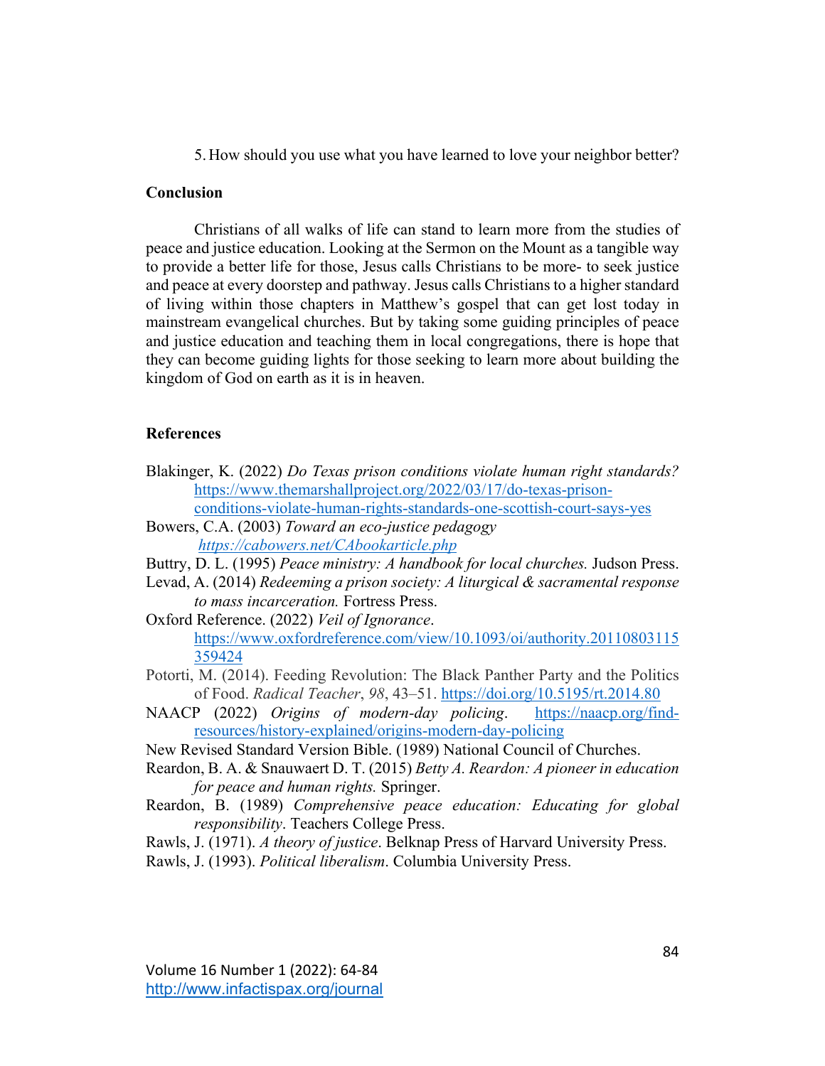5. How should you use what you have learned to love your neighbor better?

## Conclusion

Christians of all walks of life can stand to learn more from the studies of peace and justice education. Looking at the Sermon on the Mount as a tangible way to provide a better life for those, Jesus calls Christians to be more- to seek justice and peace at every doorstep and pathway. Jesus calls Christians to a higher standard of living within those chapters in Matthew's gospel that can get lost today in mainstream evangelical churches. But by taking some guiding principles of peace and justice education and teaching them in local congregations, there is hope that they can become guiding lights for those seeking to learn more about building the kingdom of God on earth as it is in heaven.

## References

Blakinger, K. (2022) *Do Texas prison conditions violate human right standards?* https://www.themarshallproject.org/2022/03/17/do-texas-prison-conditions-violate-human-rights-standards-one-scottish-court-says-yes

Bowers, C.A. (2003) *Toward an eco-justice pedagogy* *https://cabowers.net/CAbookarticle.php*

Buttry, D. L. (1995) *Peace ministry: A handbook for local churches.* Judson Press.

Levad, A. (2014) *Redeeming a prison society: A liturgical & sacramental response to mass incarceration.* Fortress Press.

Oxford Reference. (2022) *Veil of Ignorance*. https://www.oxfordreference.com/view/10.1093/oi/authority.20110803115359424

Potorti, M. (2014). Feeding Revolution: The Black Panther Party and the Politics of Food. *Radical Teacher*, *98*, 43–51. https://doi.org/10.5195/rt.2014.80

NAACP (2022) *Origins of modern-day policing*. https://naacp.org/find-resources/history-explained/origins-modern-day-policing

New Revised Standard Version Bible. (1989) National Council of Churches.

Reardon, B. A. & Snauwaert D. T. (2015) *Betty A. Reardon: A pioneer in education for peace and human rights.* Springer.

Reardon, B. (1989) *Comprehensive peace education: Educating for global responsibility*. Teachers College Press.

Rawls, J. (1971). *A theory of justice*. Belknap Press of Harvard University Press.

Rawls, J. (1993). *Political liberalism*. Columbia University Press.